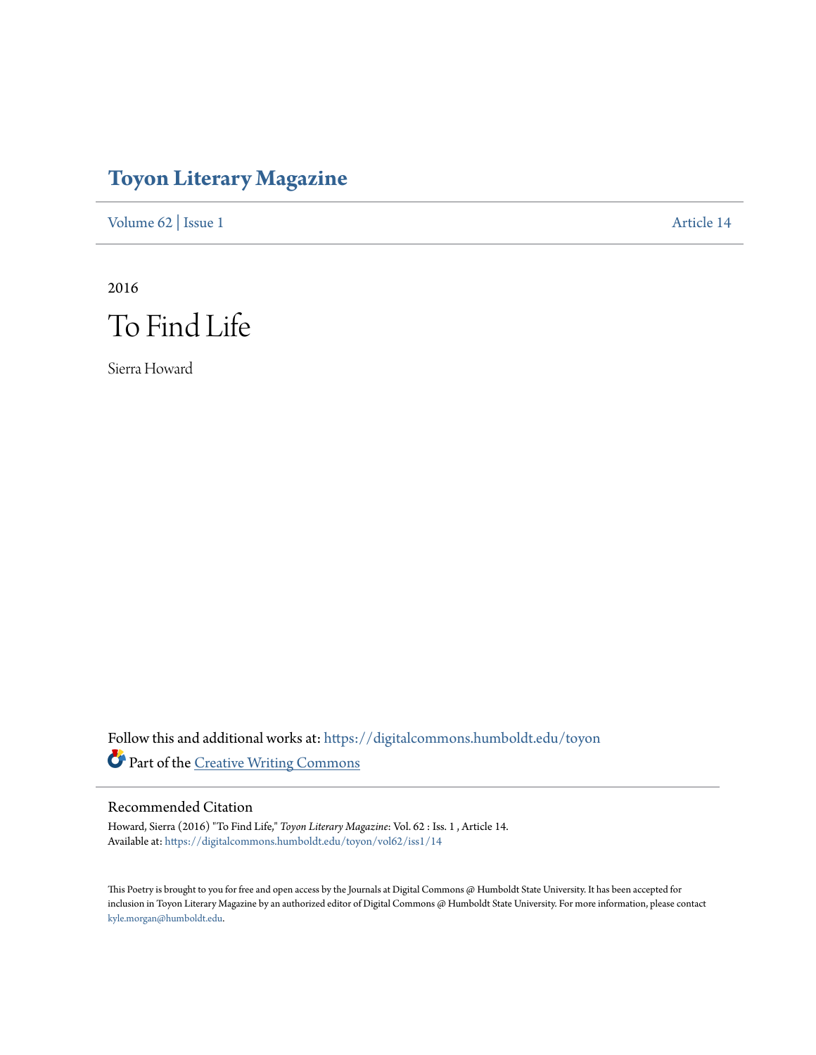# Toyon Literary Magazine

Volume 62 | Issue 1 Article 14

2016

# To Find Life

Sierra Howard

Follow this and additional works at: https://digitalcommons.humboldt.edu/toyon

Part of the Creative Writing Commons

## Recommended Citation

Howard, Sierra (2016) "To Find Life," *Toyon Literary Magazine*: Vol. 62 : Iss. 1 , Article 14.
Available at: https://digitalcommons.humboldt.edu/toyon/vol62/iss1/14

This Poetry is brought to you for free and open access by the Journals at Digital Commons @ Humboldt State University. It has been accepted for inclusion in Toyon Literary Magazine by an authorized editor of Digital Commons @ Humboldt State University. For more information, please contact kyle.morgan@humboldt.edu.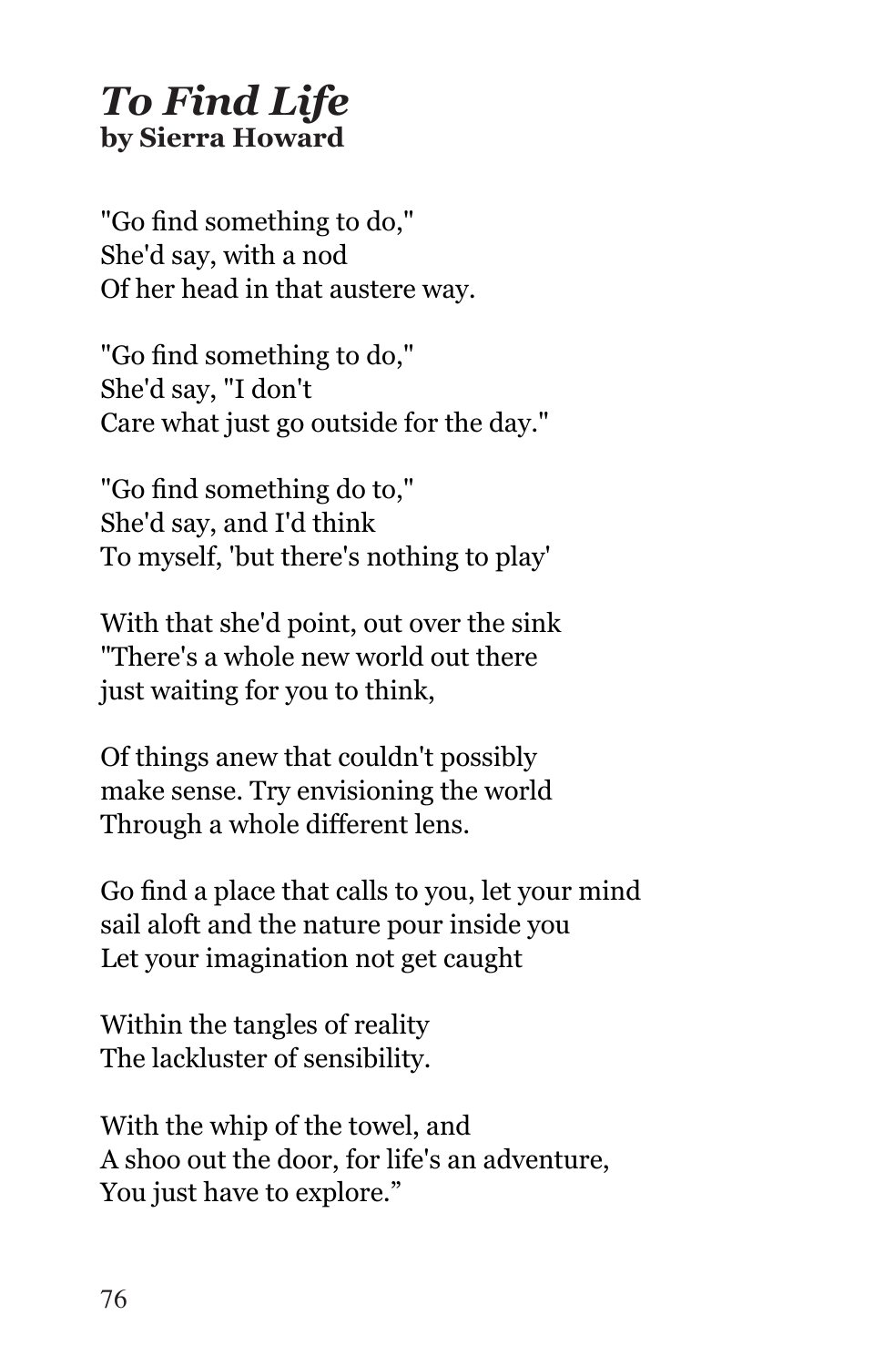# *To Find Life*

**by Sierra Howard**

"Go find something to do,"
She'd say, with a nod
Of her head in that austere way.

"Go find something to do,"
She'd say, "I don't
Care what just go outside for the day."

"Go find something do to,"
She'd say, and I'd think
To myself, 'but there's nothing to play'

With that she'd point, out over the sink
"There's a whole new world out there
just waiting for you to think,

Of things anew that couldn't possibly
make sense. Try envisioning the world
Through a whole different lens.

Go find a place that calls to you, let your mind
sail aloft and the nature pour inside you
Let your imagination not get caught

Within the tangles of reality
The lackluster of sensibility.

With the whip of the towel, and
A shoo out the door, for life's an adventure,
You just have to explore."